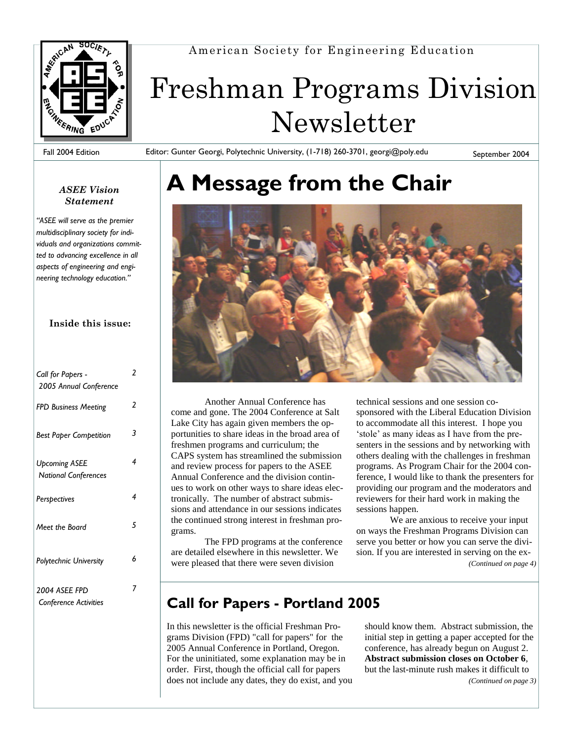American Society for Engineering Education

# Freshman Programs Division Newsletter

Fall 2004 Edition — Editor: Gunter Georgi, Polytechnic University, (1-718) 260-3701, georgi@poly.edu — September 2004

***ASEE Vision Statement***

*"ASEE will serve as the premier multidisciplinary society for individuals and organizations committed to advancing excellence in all aspects of engineering and engineering technology education."*

**Inside this issue:**

| | |
|---|---|
| *Call for Papers - 2005 Annual Conference* | *2* |
| *FPD Business Meeting* | *2* |
| *Best Paper Competition* | *3* |
| *Upcoming ASEE National Conferences* | *4* |
| *Perspectives* | *4* |
| *Meet the Board* | *5* |
| *Polytechnic University* | *6* |
| *2004 ASEE FPD Conference Activities* | *7* |

# A Message from the Chair

Another Annual Conference has come and gone. The 2004 Conference at Salt Lake City has again given members the opportunities to share ideas in the broad area of freshmen programs and curriculum; the CAPS system has streamlined the submission and review process for papers to the ASEE Annual Conference and the division continues to work on other ways to share ideas electronically. The number of abstract submissions and attendance in our sessions indicates the continued strong interest in freshman programs.

The FPD programs at the conference are detailed elsewhere in this newsletter. We were pleased that there were seven division technical sessions and one session co-sponsored with the Liberal Education Division to accommodate all this interest. I hope you 'stole' as many ideas as I have from the presenters in the sessions and by networking with others dealing with the challenges in freshman programs. As Program Chair for the 2004 conference, I would like to thank the presenters for providing our program and the moderators and reviewers for their hard work in making the sessions happen.

We are anxious to receive your input on ways the Freshman Programs Division can serve you better or how you can serve the division. If you are interested in serving on the ex-

*(Continued on page 4)*

## Call for Papers - Portland 2005

In this newsletter is the official Freshman Programs Division (FPD) "call for papers" for the 2005 Annual Conference in Portland, Oregon. For the uninitiated, some explanation may be in order. First, though the official call for papers does not include any dates, they do exist, and you should know them. Abstract submission, the initial step in getting a paper accepted for the conference, has already begun on August 2. **Abstract submission closes on October 6**, but the last-minute rush makes it difficult to

*(Continued on page 3)*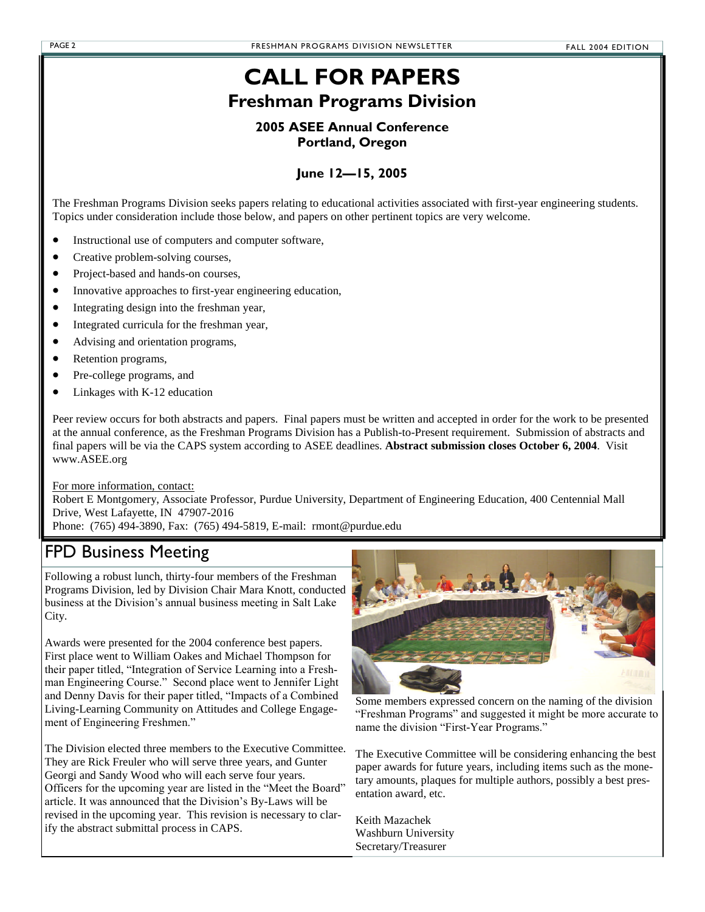# CALL FOR PAPERS

## Freshman Programs Division

**2005 ASEE Annual Conference**
**Portland, Oregon**

**June 12—15, 2005**

The Freshman Programs Division seeks papers relating to educational activities associated with first-year engineering students. Topics under consideration include those below, and papers on other pertinent topics are very welcome.

- Instructional use of computers and computer software,
- Creative problem-solving courses,
- Project-based and hands-on courses,
- Innovative approaches to first-year engineering education,
- Integrating design into the freshman year,
- Integrated curricula for the freshman year,
- Advising and orientation programs,
- Retention programs,
- Pre-college programs, and
- Linkages with K-12 education

Peer review occurs for both abstracts and papers. Final papers must be written and accepted in order for the work to be presented at the annual conference, as the Freshman Programs Division has a Publish-to-Present requirement. Submission of abstracts and final papers will be via the CAPS system according to ASEE deadlines. **Abstract submission closes October 6, 2004**. Visit www.ASEE.org

For more information, contact:
Robert E Montgomery, Associate Professor, Purdue University, Department of Engineering Education, 400 Centennial Mall Drive, West Lafayette, IN 47907-2016
Phone: (765) 494-3890, Fax: (765) 494-5819, E-mail: rmont@purdue.edu

## FPD Business Meeting

Following a robust lunch, thirty-four members of the Freshman Programs Division, led by Division Chair Mara Knott, conducted business at the Division's annual business meeting in Salt Lake City.

Awards were presented for the 2004 conference best papers. First place went to William Oakes and Michael Thompson for their paper titled, "Integration of Service Learning into a Freshman Engineering Course." Second place went to Jennifer Light and Denny Davis for their paper titled, "Impacts of a Combined Living-Learning Community on Attitudes and College Engagement of Engineering Freshmen."

The Division elected three members to the Executive Committee. They are Rick Freuler who will serve three years, and Gunter Georgi and Sandy Wood who will each serve four years. Officers for the upcoming year are listed in the "Meet the Board" article. It was announced that the Division's By-Laws will be revised in the upcoming year. This revision is necessary to clarify the abstract submittal process in CAPS.

Some members expressed concern on the naming of the division "Freshman Programs" and suggested it might be more accurate to name the division "First-Year Programs."

The Executive Committee will be considering enhancing the best paper awards for future years, including items such as the monetary amounts, plaques for multiple authors, possibly a best presentation award, etc.

Keith Mazachek
Washburn University
Secretary/Treasurer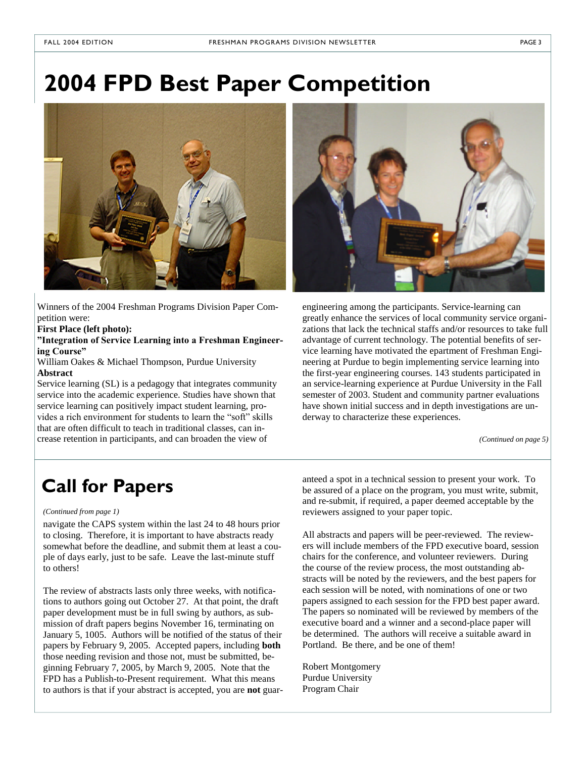# 2004 FPD Best Paper Competition

Winners of the 2004 Freshman Programs Division Paper Competition were:

**First Place (left photo):**

**"Integration of Service Learning into a Freshman Engineering Course"**

William Oakes & Michael Thompson, Purdue University

**Abstract**

Service learning (SL) is a pedagogy that integrates community service into the academic experience. Studies have shown that service learning can positively impact student learning, provides a rich environment for students to learn the "soft" skills that are often difficult to teach in traditional classes, can increase retention in participants, and can broaden the view of engineering among the participants. Service-learning can greatly enhance the services of local community service organizations that lack the technical staffs and/or resources to take full advantage of current technology. The potential benefits of service learning have motivated the epartment of Freshman Engineering at Purdue to begin implementing service learning into the first-year engineering courses. 143 students participated in an service-learning experience at Purdue University in the Fall semester of 2003. Student and community partner evaluations have shown initial success and in depth investigations are underway to characterize these experiences.

*(Continued on page 5)*

## Call for Papers

*(Continued from page 1)*

navigate the CAPS system within the last 24 to 48 hours prior to closing. Therefore, it is important to have abstracts ready somewhat before the deadline, and submit them at least a couple of days early, just to be safe. Leave the last-minute stuff to others!

The review of abstracts lasts only three weeks, with notifications to authors going out October 27. At that point, the draft paper development must be in full swing by authors, as submission of draft papers begins November 16, terminating on January 5, 1005. Authors will be notified of the status of their papers by February 9, 2005. Accepted papers, including **both** those needing revision and those not, must be submitted, beginning February 7, 2005, by March 9, 2005. Note that the FPD has a Publish-to-Present requirement. What this means to authors is that if your abstract is accepted, you are **not** guaranteed a spot in a technical session to present your work. To be assured of a place on the program, you must write, submit, and re-submit, if required, a paper deemed acceptable by the reviewers assigned to your paper topic.

All abstracts and papers will be peer-reviewed. The reviewers will include members of the FPD executive board, session chairs for the conference, and volunteer reviewers. During the course of the review process, the most outstanding abstracts will be noted by the reviewers, and the best papers for each session will be noted, with nominations of one or two papers assigned to each session for the FPD best paper award. The papers so nominated will be reviewed by members of the executive board and a winner and a second-place paper will be determined. The authors will receive a suitable award in Portland. Be there, and be one of them!

Robert Montgomery
Purdue University
Program Chair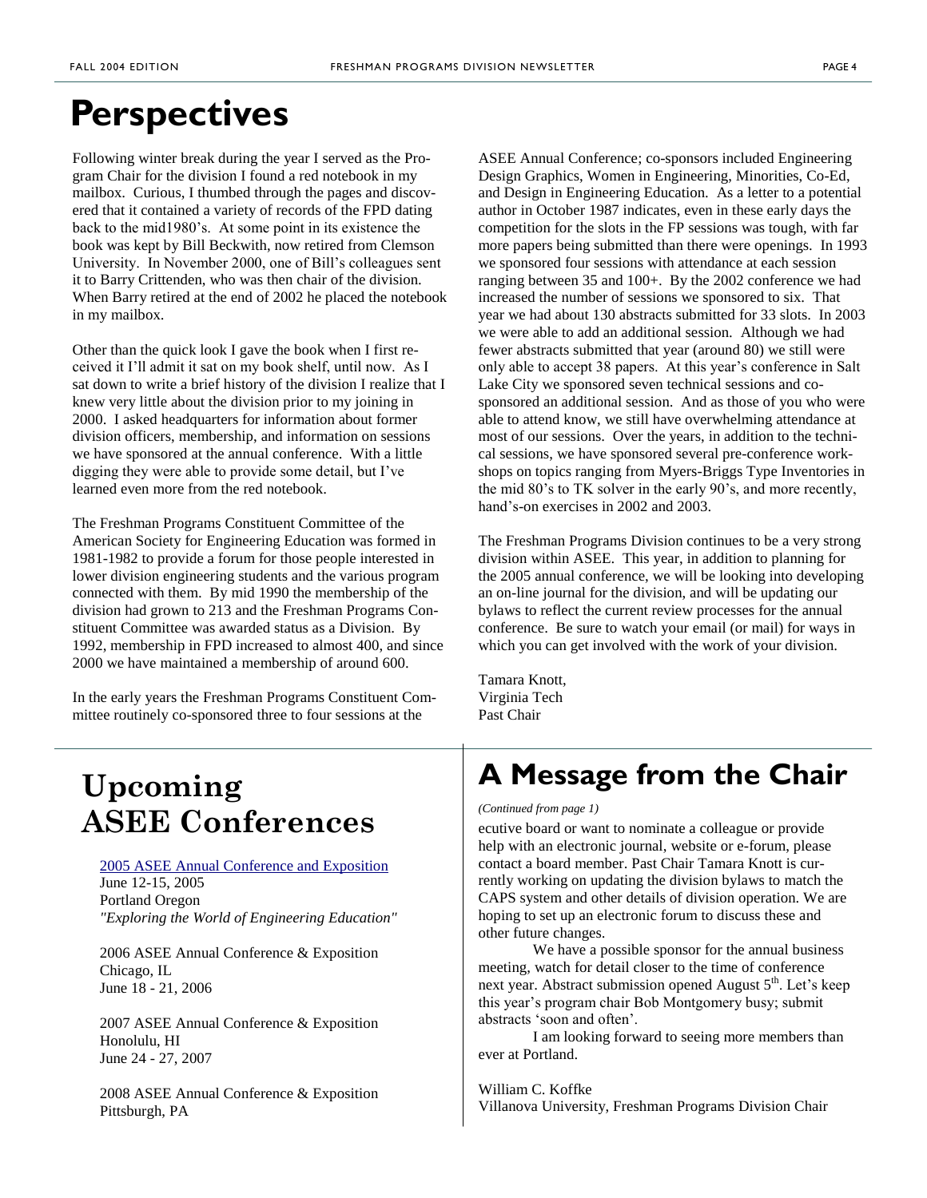# Perspectives

Following winter break during the year I served as the Program Chair for the division I found a red notebook in my mailbox. Curious, I thumbed through the pages and discovered that it contained a variety of records of the FPD dating back to the mid1980's. At some point in its existence the book was kept by Bill Beckwith, now retired from Clemson University. In November 2000, one of Bill's colleagues sent it to Barry Crittenden, who was then chair of the division. When Barry retired at the end of 2002 he placed the notebook in my mailbox.

Other than the quick look I gave the book when I first received it I'll admit it sat on my book shelf, until now. As I sat down to write a brief history of the division I realize that I knew very little about the division prior to my joining in 2000. I asked headquarters for information about former division officers, membership, and information on sessions we have sponsored at the annual conference. With a little digging they were able to provide some detail, but I've learned even more from the red notebook.

The Freshman Programs Constituent Committee of the American Society for Engineering Education was formed in 1981-1982 to provide a forum for those people interested in lower division engineering students and the various program connected with them. By mid 1990 the membership of the division had grown to 213 and the Freshman Programs Constituent Committee was awarded status as a Division. By 1992, membership in FPD increased to almost 400, and since 2000 we have maintained a membership of around 600.

In the early years the Freshman Programs Constituent Committee routinely co-sponsored three to four sessions at the ASEE Annual Conference; co-sponsors included Engineering Design Graphics, Women in Engineering, Minorities, Co-Ed, and Design in Engineering Education. As a letter to a potential author in October 1987 indicates, even in these early days the competition for the slots in the FP sessions was tough, with far more papers being submitted than there were openings. In 1993 we sponsored four sessions with attendance at each session ranging between 35 and 100+. By the 2002 conference we had increased the number of sessions we sponsored to six. That year we had about 130 abstracts submitted for 33 slots. In 2003 we were able to add an additional session. Although we had fewer abstracts submitted that year (around 80) we still were only able to accept 38 papers. At this year's conference in Salt Lake City we sponsored seven technical sessions and co-sponsored an additional session. And as those of you who were able to attend know, we still have overwhelming attendance at most of our sessions. Over the years, in addition to the technical sessions, we have sponsored several pre-conference workshops on topics ranging from Myers-Briggs Type Inventories in the mid 80's to TK solver in the early 90's, and more recently, hand's-on exercises in 2002 and 2003.

The Freshman Programs Division continues to be a very strong division within ASEE. This year, in addition to planning for the 2005 annual conference, we will be looking into developing an on-line journal for the division, and will be updating our bylaws to reflect the current review processes for the annual conference. Be sure to watch your email (or mail) for ways in which you can get involved with the work of your division.

Tamara Knott,
Virginia Tech
Past Chair

# Upcoming ASEE Conferences

2005 ASEE Annual Conference and Exposition
June 12-15, 2005
Portland Oregon
*"Exploring the World of Engineering Education"*

2006 ASEE Annual Conference & Exposition
Chicago, IL
June 18 - 21, 2006

2007 ASEE Annual Conference & Exposition
Honolulu, HI
June 24 - 27, 2007

2008 ASEE Annual Conference & Exposition
Pittsburgh, PA

# A Message from the Chair

*(Continued from page 1)*

ecutive board or want to nominate a colleague or provide help with an electronic journal, website or e-forum, please contact a board member. Past Chair Tamara Knott is currently working on updating the division bylaws to match the CAPS system and other details of division operation. We are hoping to set up an electronic forum to discuss these and other future changes.

We have a possible sponsor for the annual business meeting, watch for detail closer to the time of conference next year. Abstract submission opened August 5th. Let's keep this year's program chair Bob Montgomery busy; submit abstracts 'soon and often'.

I am looking forward to seeing more members than ever at Portland.

William C. Koffke
Villanova University, Freshman Programs Division Chair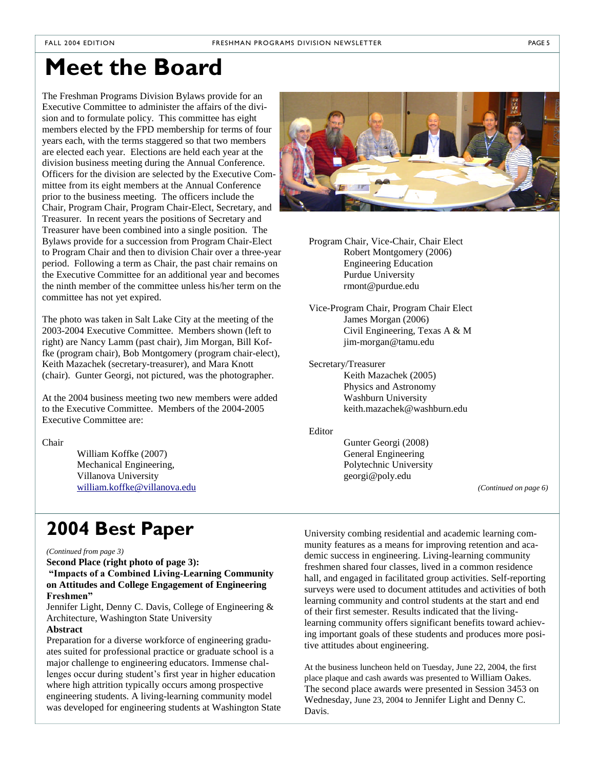# Meet the Board

The Freshman Programs Division Bylaws provide for an Executive Committee to administer the affairs of the division and to formulate policy. This committee has eight members elected by the FPD membership for terms of four years each, with the terms staggered so that two members are elected each year. Elections are held each year at the division business meeting during the Annual Conference. Officers for the division are selected by the Executive Committee from its eight members at the Annual Conference prior to the business meeting. The officers include the Chair, Program Chair, Program Chair-Elect, Secretary, and Treasurer. In recent years the positions of Secretary and Treasurer have been combined into a single position. The Bylaws provide for a succession from Program Chair-Elect to Program Chair and then to division Chair over a three-year period. Following a term as Chair, the past chair remains on the Executive Committee for an additional year and becomes the ninth member of the committee unless his/her term on the committee has not yet expired.

The photo was taken in Salt Lake City at the meeting of the 2003-2004 Executive Committee. Members shown (left to right) are Nancy Lamm (past chair), Jim Morgan, Bill Koffke (program chair), Bob Montgomery (program chair-elect), Keith Mazachek (secretary-treasurer), and Mara Knott (chair). Gunter Georgi, not pictured, was the photographer.

At the 2004 business meeting two new members were added to the Executive Committee. Members of the 2004-2005 Executive Committee are:

Chair
William Koffke (2007)
Mechanical Engineering,
Villanova University
william.koffke@villanova.edu

Program Chair, Vice-Chair, Chair Elect
Robert Montgomery (2006)
Engineering Education
Purdue University
rmont@purdue.edu

Vice-Program Chair, Program Chair Elect
James Morgan (2006)
Civil Engineering, Texas A & M
jim-morgan@tamu.edu

Secretary/Treasurer
Keith Mazachek (2005)
Physics and Astronomy
Washburn University
keith.mazachek@washburn.edu

Editor
Gunter Georgi (2008)
General Engineering
Polytechnic University
georgi@poly.edu

*(Continued on page 6)*

# 2004 Best Paper

*(Continued from page 3)*

**Second Place (right photo of page 3):**
**"Impacts of a Combined Living-Learning Community on Attitudes and College Engagement of Engineering Freshmen"**

Jennifer Light, Denny C. Davis, College of Engineering & Architecture, Washington State University

**Abstract**

Preparation for a diverse workforce of engineering graduates suited for professional practice or graduate school is a major challenge to engineering educators. Immense challenges occur during student's first year in higher education where high attrition typically occurs among prospective engineering students. A living-learning community model was developed for engineering students at Washington State University combing residential and academic learning community features as a means for improving retention and academic success in engineering. Living-learning community freshmen shared four classes, lived in a common residence hall, and engaged in facilitated group activities. Self-reporting surveys were used to document attitudes and activities of both learning community and control students at the start and end of their first semester. Results indicated that the living-learning community offers significant benefits toward achieving important goals of these students and produces more positive attitudes about engineering.

At the business luncheon held on Tuesday, June 22, 2004, the first place plaque and cash awards was presented to William Oakes. The second place awards were presented in Session 3453 on Wednesday, June 23, 2004 to Jennifer Light and Denny C. Davis.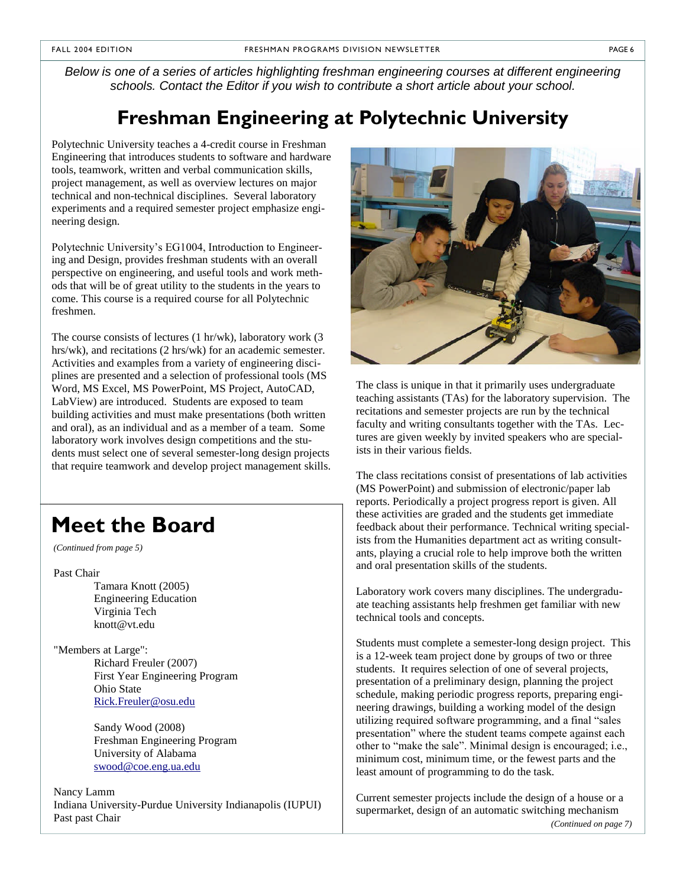*Below is one of a series of articles highlighting freshman engineering courses at different engineering schools. Contact the Editor if you wish to contribute a short article about your school.*

# Freshman Engineering at Polytechnic University

Polytechnic University teaches a 4-credit course in Freshman Engineering that introduces students to software and hardware tools, teamwork, written and verbal communication skills, project management, as well as overview lectures on major technical and non-technical disciplines. Several laboratory experiments and a required semester project emphasize engineering design.

Polytechnic University's EG1004, Introduction to Engineering and Design, provides freshman students with an overall perspective on engineering, and useful tools and work methods that will be of great utility to the students in the years to come. This course is a required course for all Polytechnic freshmen.

The course consists of lectures (1 hr/wk), laboratory work (3 hrs/wk), and recitations (2 hrs/wk) for an academic semester. Activities and examples from a variety of engineering disciplines are presented and a selection of professional tools (MS Word, MS Excel, MS PowerPoint, MS Project, AutoCAD, LabView) are introduced. Students are exposed to team building activities and must make presentations (both written and oral), as an individual and as a member of a team. Some laboratory work involves design competitions and the students must select one of several semester-long design projects that require teamwork and develop project management skills.

The class is unique in that it primarily uses undergraduate teaching assistants (TAs) for the laboratory supervision. The recitations and semester projects are run by the technical faculty and writing consultants together with the TAs. Lectures are given weekly by invited speakers who are specialists in their various fields.

The class recitations consist of presentations of lab activities (MS PowerPoint) and submission of electronic/paper lab reports. Periodically a project progress report is given. All these activities are graded and the students get immediate feedback about their performance. Technical writing specialists from the Humanities department act as writing consultants, playing a crucial role to help improve both the written and oral presentation skills of the students.

Laboratory work covers many disciplines. The undergraduate teaching assistants help freshmen get familiar with new technical tools and concepts.

Students must complete a semester-long design project. This is a 12-week team project done by groups of two or three students. It requires selection of one of several projects, presentation of a preliminary design, planning the project schedule, making periodic progress reports, preparing engineering drawings, building a working model of the design utilizing required software programming, and a final "sales presentation" where the student teams compete against each other to "make the sale". Minimal design is encouraged; i.e., minimum cost, minimum time, or the fewest parts and the least amount of programming to do the task.

Current semester projects include the design of a house or a supermarket, design of an automatic switching mechanism

*(Continued on page 7)*

# Meet the Board

*(Continued from page 5)*

Past Chair

Tamara Knott (2005)
Engineering Education
Virginia Tech
knott@vt.edu

"Members at Large":

Richard Freuler (2007)
First Year Engineering Program
Ohio State
Rick.Freuler@osu.edu

Sandy Wood (2008)
Freshman Engineering Program
University of Alabama
swood@coe.eng.ua.edu

Nancy Lamm
Indiana University-Purdue University Indianapolis (IUPUI)
Past past Chair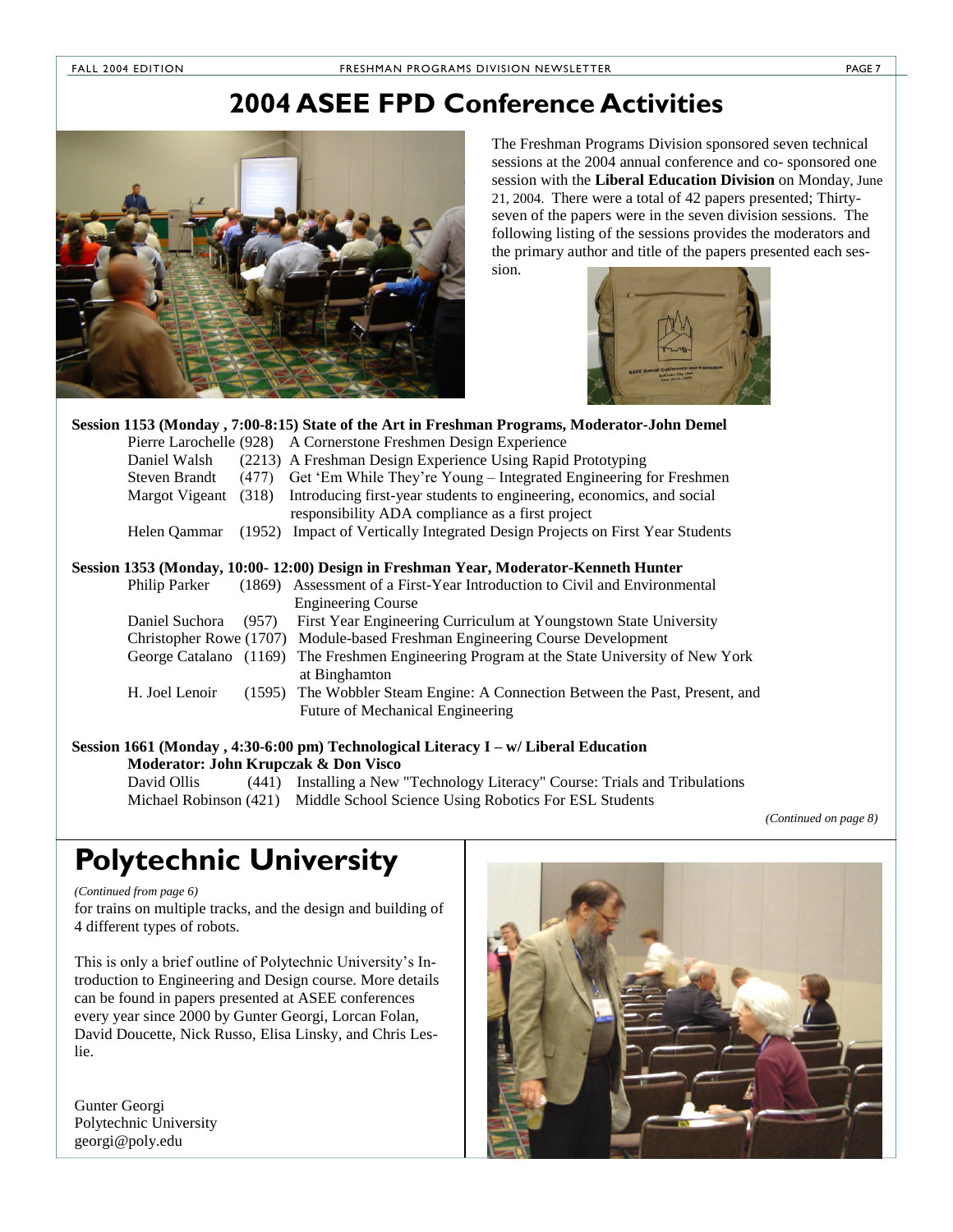# 2004 ASEE FPD Conference Activities

The Freshman Programs Division sponsored seven technical sessions at the 2004 annual conference and co- sponsored one session with the **Liberal Education Division** on Monday, June 21, 2004. There were a total of 42 papers presented; Thirty-seven of the papers were in the seven division sessions. The following listing of the sessions provides the moderators and the primary author and title of the papers presented each session.

**Session 1153 (Monday , 7:00-8:15) State of the Art in Freshman Programs, Moderator-John Demel**

- Pierre Larochelle (928) A Cornerstone Freshmen Design Experience
- Daniel Walsh (2213) A Freshman Design Experience Using Rapid Prototyping
- Steven Brandt (477) Get 'Em While They're Young – Integrated Engineering for Freshmen
- Margot Vigeant (318) Introducing first-year students to engineering, economics, and social responsibility ADA compliance as a first project
- Helen Qammar (1952) Impact of Vertically Integrated Design Projects on First Year Students

**Session 1353 (Monday, 10:00- 12:00) Design in Freshman Year, Moderator-Kenneth Hunter**

- Philip Parker (1869) Assessment of a First-Year Introduction to Civil and Environmental Engineering Course
- Daniel Suchora (957) First Year Engineering Curriculum at Youngstown State University
- Christopher Rowe (1707) Module-based Freshman Engineering Course Development
- George Catalano (1169) The Freshmen Engineering Program at the State University of New York at Binghamton
- H. Joel Lenoir (1595) The Wobbler Steam Engine: A Connection Between the Past, Present, and Future of Mechanical Engineering

**Session 1661 (Monday , 4:30-6:00 pm) Technological Literacy I – w/ Liberal Education**
**Moderator: John Krupczak & Don Visco**

- David Ollis (441) Installing a New "Technology Literacy" Course: Trials and Tribulations
- Michael Robinson (421) Middle School Science Using Robotics For ESL Students

*(Continued on page 8)*

# Polytechnic University

*(Continued from page 6)*

for trains on multiple tracks, and the design and building of 4 different types of robots.

This is only a brief outline of Polytechnic University's Introduction to Engineering and Design course. More details can be found in papers presented at ASEE conferences every year since 2000 by Gunter Georgi, Lorcan Folan, David Doucette, Nick Russo, Elisa Linsky, and Chris Leslie.

Gunter Georgi
Polytechnic University
georgi@poly.edu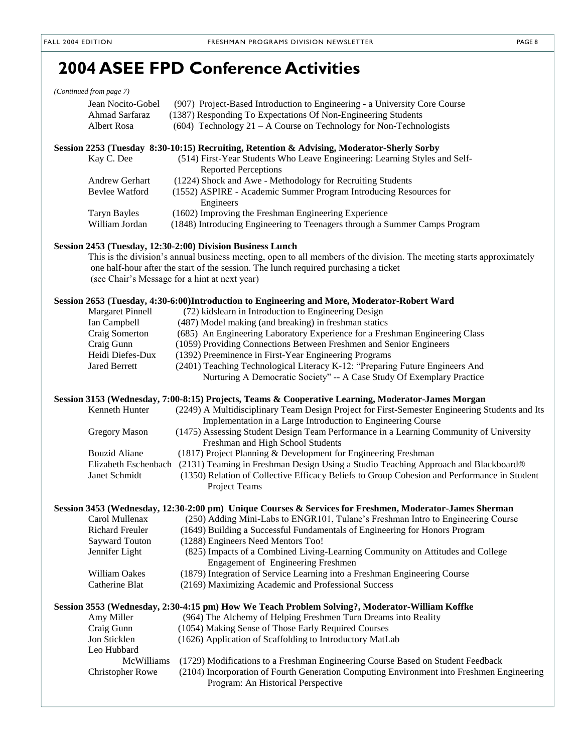# 2004 ASEE FPD Conference Activities

*(Continued from page 7)*

Jean Nocito-Gobel (907) Project-Based Introduction to Engineering - a University Core Course
Ahmad Sarfaraz (1387) Responding To Expectations Of Non-Engineering Students
Albert Rosa (604) Technology 21 – A Course on Technology for Non-Technologists

**Session 2253 (Tuesday 8:30-10:15) Recruiting, Retention & Advising, Moderator-Sherly Sorby**

Kay C. Dee (514) First-Year Students Who Leave Engineering: Learning Styles and Self-Reported Perceptions
Andrew Gerhart (1224) Shock and Awe - Methodology for Recruiting Students
Bevlee Watford (1552) ASPIRE - Academic Summer Program Introducing Resources for Engineers
Taryn Bayles (1602) Improving the Freshman Engineering Experience
William Jordan (1848) Introducing Engineering to Teenagers through a Summer Camps Program

**Session 2453 (Tuesday, 12:30-2:00) Division Business Lunch**

This is the division's annual business meeting, open to all members of the division. The meeting starts approximately one half-hour after the start of the session. The lunch required purchasing a ticket (see Chair's Message for a hint at next year)

**Session 2653 (Tuesday, 4:30-6:00)Introduction to Engineering and More, Moderator-Robert Ward**

Margaret Pinnell (72) kidslearn in Introduction to Engineering Design
Ian Campbell (487) Model making (and breaking) in freshman statics
Craig Somerton (685) An Engineering Laboratory Experience for a Freshman Engineering Class
Craig Gunn (1059) Providing Connections Between Freshmen and Senior Engineers
Heidi Diefes-Dux (1392) Preeminence in First-Year Engineering Programs
Jared Berrett (2401) Teaching Technological Literacy K-12: "Preparing Future Engineers And Nurturing A Democratic Society" -- A Case Study Of Exemplary Practice

**Session 3153 (Wednesday, 7:00-8:15) Projects, Teams & Cooperative Learning, Moderator-James Morgan**

Kenneth Hunter (2249) A Multidisciplinary Team Design Project for First-Semester Engineering Students and Its Implementation in a Large Introduction to Engineering Course
Gregory Mason (1475) Assessing Student Design Team Performance in a Learning Community of University Freshman and High School Students
Bouzid Aliane (1817) Project Planning & Development for Engineering Freshman
Elizabeth Eschenbach (2131) Teaming in Freshman Design Using a Studio Teaching Approach and Blackboard®
Janet Schmidt (1350) Relation of Collective Efficacy Beliefs to Group Cohesion and Performance in Student Project Teams

**Session 3453 (Wednesday, 12:30-2:00 pm) Unique Courses & Services for Freshmen, Moderator-James Sherman**

Carol Mullenax (250) Adding Mini-Labs to ENGR101, Tulane's Freshman Intro to Engineering Course
Richard Freuler (1649) Building a Successful Fundamentals of Engineering for Honors Program
Sayward Touton (1288) Engineers Need Mentors Too!
Jennifer Light (825) Impacts of a Combined Living-Learning Community on Attitudes and College Engagement of Engineering Freshmen
William Oakes (1879) Integration of Service Learning into a Freshman Engineering Course
Catherine Blat (2169) Maximizing Academic and Professional Success

**Session 3553 (Wednesday, 2:30-4:15 pm) How We Teach Problem Solving?, Moderator-William Koffke**

Amy Miller (964) The Alchemy of Helping Freshmen Turn Dreams into Reality
Craig Gunn (1054) Making Sense of Those Early Required Courses
Jon Sticklen (1626) Application of Scaffolding to Introductory MatLab
Leo Hubbard McWilliams (1729) Modifications to a Freshman Engineering Course Based on Student Feedback
Christopher Rowe (2104) Incorporation of Fourth Generation Computing Environment into Freshmen Engineering Program: An Historical Perspective